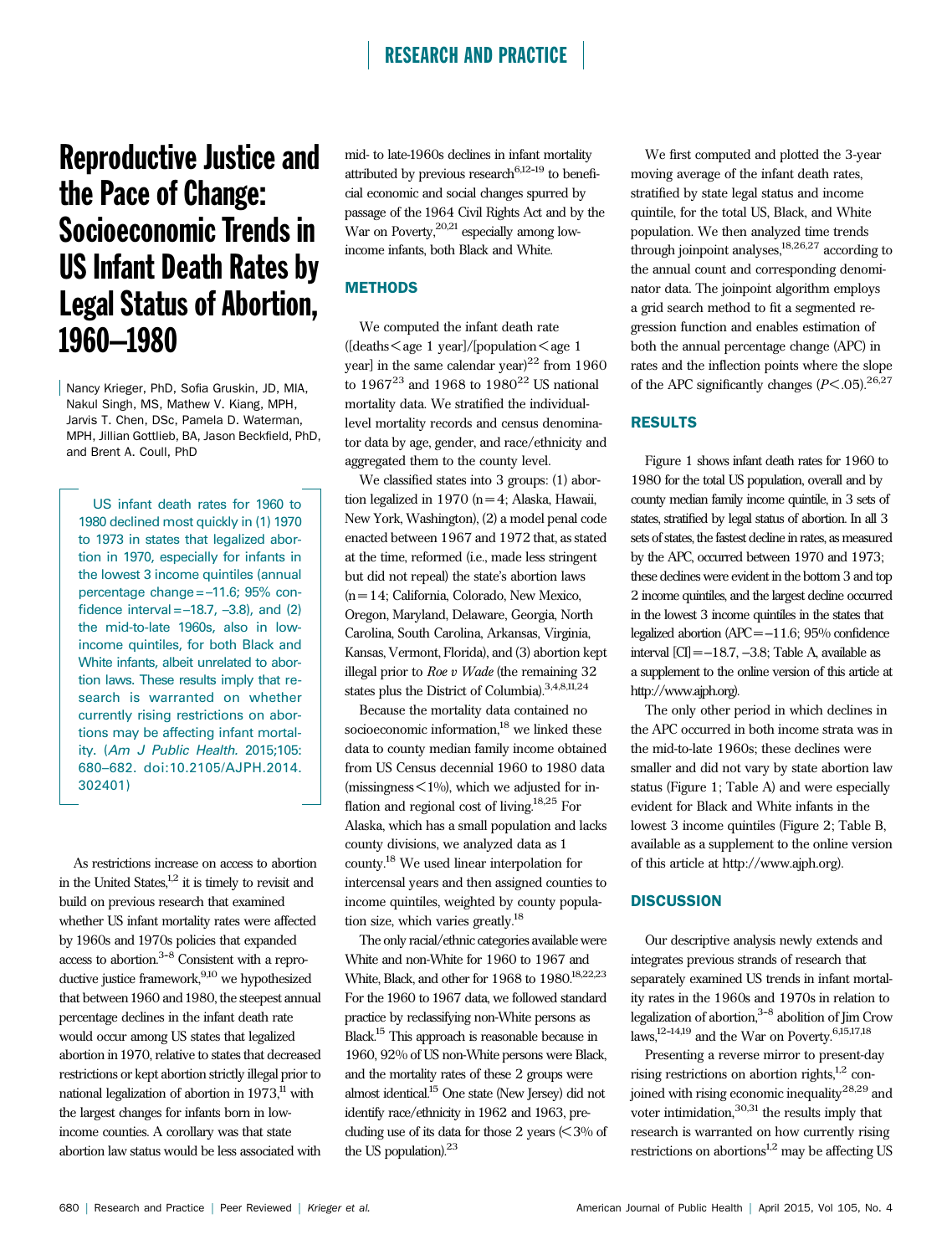# Reproductive Justice and the Pace of Change: Socioeconomic Trends in US Infant Death Rates by Legal Status of Abortion, 1960–1980

Nancy Krieger, PhD, Sofia Gruskin, JD, MIA, Nakul Singh, MS, Mathew V. Kiang, MPH, Jarvis T. Chen, DSc, Pamela D. Waterman, MPH, Jillian Gottlieb, BA, Jason Beckfield, PhD, and Brent A. Coull, PhD

US infant death rates for 1960 to 1980 declined most quickly in (1) 1970 to 1973 in states that legalized abortion in 1970, especially for infants in the lowest 3 income quintiles (annual percentage change = –11.6; 95% confidence interval = –18.7, –3.8), and (2) the mid-to-late 1960s, also in low-income quintiles, for both Black and White infants, albeit unrelated to abortion laws. These results imply that research is warranted on whether currently rising restrictions on abortions may be affecting infant mortality. (*Am J Public Health.* 2015;105:680–682. doi:10.2105/AJPH.2014.302401)

As restrictions increase on access to abortion in the United States,[1,2] it is timely to revisit and build on previous research that examined whether US infant mortality rates were affected by 1960s and 1970s policies that expanded access to abortion.[3–8] Consistent with a reproductive justice framework,[9,10] we hypothesized that between 1960 and 1980, the steepest annual percentage declines in the infant death rate would occur among US states that legalized abortion in 1970, relative to states that decreased restrictions or kept abortion strictly illegal prior to national legalization of abortion in 1973,[11] with the largest changes for infants born in low-income counties. A corollary was that state abortion law status would be less associated with mid- to late-1960s declines in infant mortality attributed by previous research[6,12–19] to beneficial economic and social changes spurred by passage of the 1964 Civil Rights Act and by the War on Poverty,[20,21] especially among low-income infants, both Black and White.

## METHODS

We computed the infant death rate ([deaths < age 1 year]/[population < age 1 year] in the same calendar year)[22] from 1960 to 1967[23] and 1968 to 1980[22] US national mortality data. We stratified the individual-level mortality records and census denominator data by age, gender, and race/ethnicity and aggregated them to the county level.

We classified states into 3 groups: (1) abortion legalized in 1970 (n = 4; Alaska, Hawaii, New York, Washington), (2) a model penal code enacted between 1967 and 1972 that, as stated at the time, reformed (i.e., made less stringent but did not repeal) the state's abortion laws (n = 14; California, Colorado, New Mexico, Oregon, Maryland, Delaware, Georgia, North Carolina, South Carolina, Arkansas, Virginia, Kansas, Vermont, Florida), and (3) abortion kept illegal prior to *Roe v Wade* (the remaining 32 states plus the District of Columbia).[3,4,8,11,24]

Because the mortality data contained no socioeconomic information,[18] we linked these data to county median family income obtained from US Census decennial 1960 to 1980 data (missingness < 1%), which we adjusted for inflation and regional cost of living.[18,25] For Alaska, which has a small population and lacks county divisions, we analyzed data as 1 county.[18] We used linear interpolation for intercensal years and then assigned counties to income quintiles, weighted by county population size, which varies greatly.[18]

The only racial/ethnic categories available were White and non-White for 1960 to 1967 and White, Black, and other for 1968 to 1980.[18,22,23] For the 1960 to 1967 data, we followed standard practice by reclassifying non-White persons as Black.[15] This approach is reasonable because in 1960, 92% of US non-White persons were Black, and the mortality rates of these 2 groups were almost identical.[15] One state (New Jersey) did not identify race/ethnicity in 1962 and 1963, precluding use of its data for those 2 years (< 3% of the US population).[23]

We first computed and plotted the 3-year moving average of the infant death rates, stratified by state legal status and income quintile, for the total US, Black, and White population. We then analyzed time trends through joinpoint analyses,[18,26,27] according to the annual count and corresponding denominator data. The joinpoint algorithm employs a grid search method to fit a segmented regression function and enables estimation of both the annual percentage change (APC) in rates and the inflection points where the slope of the APC significantly changes ($P < .05$).[26,27]

## RESULTS

Figure 1 shows infant death rates for 1960 to 1980 for the total US population, overall and by county median family income quintile, in 3 sets of states, stratified by legal status of abortion. In all 3 sets of states, the fastest decline in rates, as measured by the APC, occurred between 1970 and 1973; these declines were evident in the bottom 3 and top 2 income quintiles, and the largest decline occurred in the lowest 3 income quintiles in the states that legalized abortion (APC = −11.6; 95% confidence interval [CI] = −18.7, −3.8; Table A, available as a supplement to the online version of this article at http://www.ajph.org).

The only other period in which declines in the APC occurred in both income strata was in the mid-to-late 1960s; these declines were smaller and did not vary by state abortion law status (Figure 1; Table A) and were especially evident for Black and White infants in the lowest 3 income quintiles (Figure 2; Table B, available as a supplement to the online version of this article at http://www.ajph.org).

## DISCUSSION

Our descriptive analysis newly extends and integrates previous strands of research that separately examined US trends in infant mortality rates in the 1960s and 1970s in relation to legalization of abortion,[3–8] abolition of Jim Crow laws,[12–14,19] and the War on Poverty.[6,15,17,18]

Presenting a reverse mirror to present-day rising restrictions on abortion rights,[1,2] conjoined with rising economic inequality[28,29] and voter intimidation,[30,31] the results imply that research is warranted on how currently rising restrictions on abortions[1,2] may be affecting US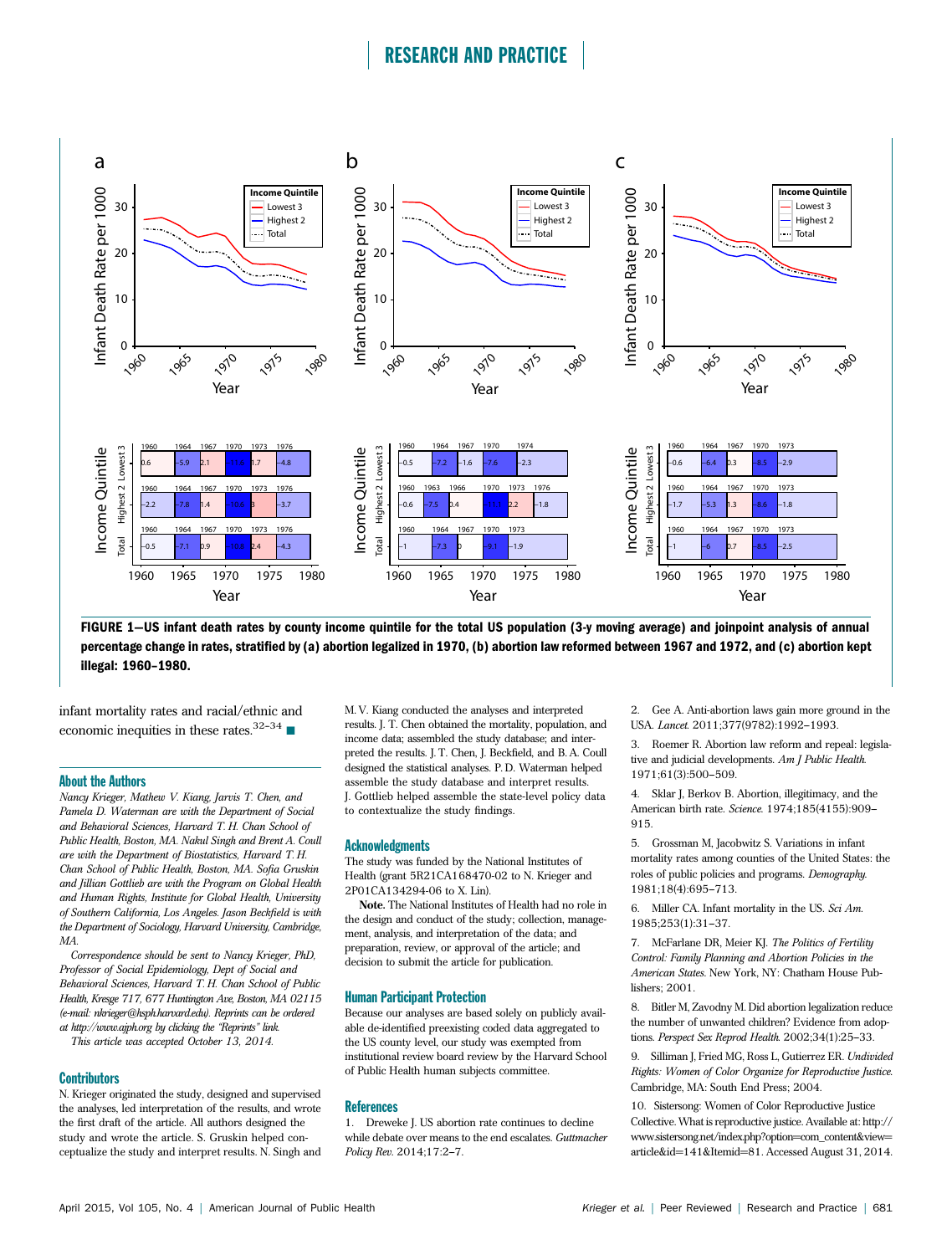a

Infant Death Rate per 1000

Income Quintile
Lowest 3
Highest 2
Total

Year

b

Income Quintile
Lowest 3
Highest 2
Total

c

Income Quintile
Lowest 3
Highest 2
Total

Income Quintile

Lowest 3: 1960 0.6; 1964 −5.9; 1967 2.1; 1970 −13.8; 1973 1.7; 1976 −4.8
Highest 2: 1960 −2.2; 1964 −7.8; 1967 1.4; 1970 −10.6; 1973 3; 1976 −3.7
Total: 1960 −0.5; 1964 −7.1; 1967 0.9; 1970 −10.8; 1973 2.4; 1976 −4.3

Lowest 3: 1960 −0.5; 1964 −7.2; 1967 −1.6; 1970 −7.6; 1974 −2.3
Highest 2: 1960 −0.6; 1963 −7.5; 1966 0.4; 1970 −11; 1973 2.2; 1976 −1.8
Total: 1960 −1; 1964 −7.3; 1967 0; 1970 −9.1; 1973 −1.9

Lowest 3: 1960 −0.6; 1964 −6.4; 1967 0.3; 1970 −8.5; 1973 −2.9
Highest 2: 1960 −1.7; 1964 −5.3; 1967 1.3; 1970 −8.6; 1973 −1.8
Total: 1960 −1; 1964 −6; 1967 0.7; 1970 −8.5; 1973 −2.5

**FIGURE 1—US infant death rates by county income quintile for the total US population (3-y moving average) and joinpoint analysis of annual percentage change in rates, stratified by (a) abortion legalized in 1970, (b) abortion law reformed between 1967 and 1972, and (c) abortion kept illegal: 1960–1980.**

infant mortality rates and racial/ethnic and economic inequities in these rates.[32–34] ■

## About the Authors

*Nancy Krieger, Mathew V. Kiang, Jarvis T. Chen, and Pamela D. Waterman are with the Department of Social and Behavioral Sciences, Harvard T. H. Chan School of Public Health, Boston, MA. Nakul Singh and Brent A. Coull are with the Department of Biostatistics, Harvard T. H. Chan School of Public Health, Boston, MA. Sofia Gruskin and Jillian Gottlieb are with the Program on Global Health and Human Rights, Institute for Global Health, University of Southern California, Los Angeles. Jason Beckfield is with the Department of Sociology, Harvard University, Cambridge, MA.*

*Correspondence should be sent to Nancy Krieger, PhD, Professor of Social Epidemiology, Dept of Social and Behavioral Sciences, Harvard T. H. Chan School of Public Health, Kresge 717, 677 Huntington Ave, Boston, MA 02115 (e-mail: nkrieger@hsph.harvard.edu). Reprints can be ordered at http://www.ajph.org by clicking the "Reprints" link.*

*This article was accepted October 13, 2014.*

## Contributors

N. Krieger originated the study, designed and supervised the analyses, led interpretation of the results, and wrote the first draft of the article. All authors designed the study and wrote the article. S. Gruskin helped conceptualize the study and interpret results. N. Singh and M. V. Kiang conducted the analyses and interpreted results. J. T. Chen obtained the mortality, population, and income data; assembled the study database; and interpreted the results. J. T. Chen, J. Beckfield, and B. A. Coull designed the statistical analyses. P. D. Waterman helped assemble the study database and interpret results. J. Gottlieb helped assemble the state-level policy data to contextualize the study findings.

## Acknowledgments

The study was funded by the National Institutes of Health (grant 5R21CA168470-02 to N. Krieger and 2P01CA134294-06 to X. Lin).

**Note.** The National Institutes of Health had no role in the design and conduct of the study; collection, management, analysis, and interpretation of the data; and preparation, review, or approval of the article; and decision to submit the article for publication.

## Human Participant Protection

Because our analyses are based solely on publicly available de-identified preexisting coded data aggregated to the US county level, our study was exempted from institutional review board review by the Harvard School of Public Health human subjects committee.

## References

1. Dreweke J. US abortion rate continues to decline while debate over means to the end escalates. *Guttmacher Policy Rev.* 2014;17:2–7.
2. Gee A. Anti-abortion laws gain more ground in the USA. *Lancet.* 2011;377(9782):1992–1993.
3. Roemer R. Abortion law reform and repeal: legislative and judicial developments. *Am J Public Health.* 1971;61(3):500–509.
4. Sklar J, Berkov B. Abortion, illegitimacy, and the American birth rate. *Science.* 1974;185(4155):909–915.
5. Grossman M, Jacobowitz S. Variations in infant mortality rates among counties of the United States: the roles of public policies and programs. *Demography.* 1981;18(4):695–713.
6. Miller CA. Infant mortality in the US. *Sci Am.* 1985;253(1):31–37.
7. McFarlane DR, Meier KJ. *The Politics of Fertility Control: Family Planning and Abortion Policies in the American States.* New York, NY: Chatham House Publishers; 2001.
8. Bitler M, Zavodny M. Did abortion legalization reduce the number of unwanted children? Evidence from adoptions. *Perspect Sex Reprod Health.* 2002;34(1):25–33.
9. Silliman J, Fried MG, Ross L, Gutierrez ER. *Undivided Rights: Women of Color Organize for Reproductive Justice.* Cambridge, MA: South End Press; 2004.
10. Sistersong: Women of Color Reproductive Justice Collective. What is reproductive justice. Available at: http://www.sistersong.net/index.php?option=com_content&view=article&id=141&Itemid=81. Accessed August 31, 2014.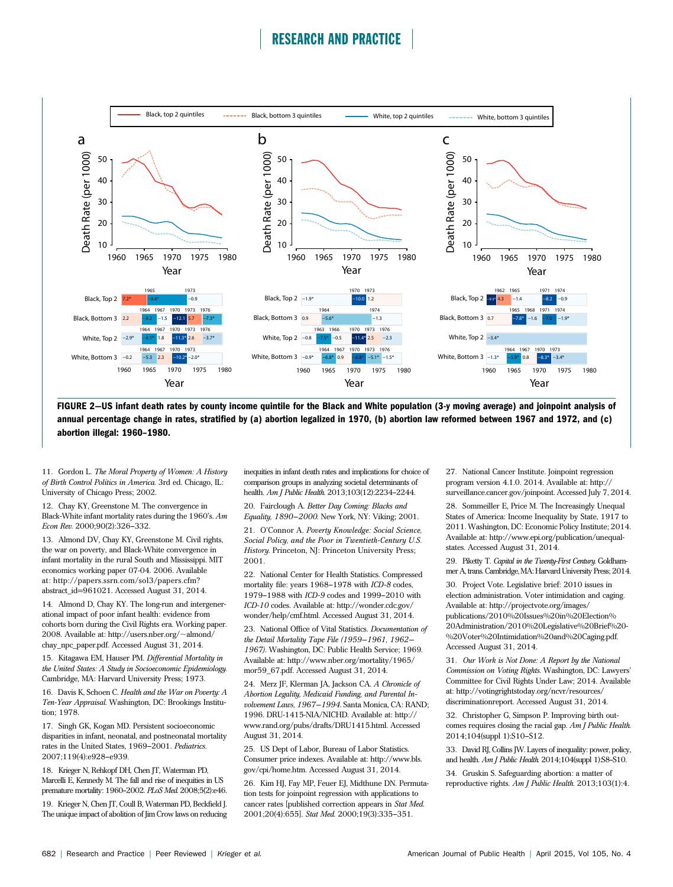Black, top 2 quintiles
Black, bottom 3 quintiles
White, top 2 quintiles
White, bottom 3 quintiles

a

Death Rate (per 1000)

50
40
30
20
10

1960 1965 1970 1975 1980

Year

Black, Top 2: 1965 1973 — 7.2* −8.6* −0.9
Black, Bottom 3: 1964 1967 1970 1973 1976 — 2.2 −8.2 −1.5 −12.1 5.7 −7.3*
White, Top 2: 1964 1967 1970 1973 1976 — −2.9* −8.1* 1.8 −11.3* 2.6 −3.7*
White, Bottom 3: 1964 1967 1970 1973 — −0.2 −5.3 2.3 −10.2* −2.0*

1960 1965 1970 1975 1980

Year

b

Death Rate (per 1000)

50
40
30
20
10

1960 1965 1970 1975 1980

Year

Black, Top 2: 1970 1973 — −1.9* −10.0 1.2
Black, Bottom 3: 1964 1974 — 0.9 −5.6* −1.3
White, Top 2: 1963 1966 1970 1973 1976 — −0.8 −7.5* −0.5 −11.4* 2.5 −2.3
White, Bottom 3: 1964 1967 1970 1973 1976 — −0.9* −6.8* 0.9 −8.8* −5.1* −1.5*

1960 1965 1970 1975 1980

Year

c

Death Rate (per 1000)

50
40
30
20
10

1960 1965 1970 1975 1980

Year

Black, Top 2: 1962 1965 1971 1974 — −9.3* 4.3 −1.4 −8.2 −0.9
Black, Bottom 3: 1965 1968 1971 1974 — 0.7 −7.8* −1.6 −7.0 −1.9*
White, Top 2: −3.4*
White, Bottom 3: 1964 1967 1970 1973 — −1.3* −5.9* 0.8 −8.3* −3.4*

1960 1965 1970 1975 1980

Year

**FIGURE 2—US infant death rates by county income quintile for the Black and White population (3-y moving average) and joinpoint analysis of annual percentage change in rates, stratified by (a) abortion legalized in 1970, (b) abortion law reformed between 1967 and 1972, and (c) abortion illegal: 1960–1980.**

11. Gordon L. *The Moral Property of Women: A History of Birth Control Politics in America*. 3rd ed. Chicago, IL: University of Chicago Press; 2002.

12. Chay KY, Greenstone M. The convergence in Black-White infant mortality rates during the 1960's. *Am Econ Rev*. 2000;90(2):326–332.

13. Almond DV, Chay KY, Greenstone M. Civil rights, the war on poverty, and Black-White convergence in infant mortality in the rural South and Mississippi. MIT economics working paper 07-04. 2006. Available at: http://papers.ssrn.com/sol3/papers.cfm?abstract_id=961021. Accessed August 31, 2014.

14. Almond D, Chay KY. The long-run and intergenerational impact of poor infant health: evidence from cohorts born during the Civil Rights era. Working paper. 2008. Available at: http://users.nber.org/~almond/chay_npc_paper.pdf. Accessed August 31, 2014.

15. Kitagawa EM, Hauser PM. *Differential Mortality in the United States: A Study in Socioeconomic Epidemiology*. Cambridge, MA: Harvard University Press; 1973.

16. Davis K, Schoen C. *Health and the War on Poverty: A Ten-Year Appraisal*. Washington, DC: Brookings Institution; 1978.

17. Singh GK, Kogan MD. Persistent socioeconomic disparities in infant, neonatal, and postneonatal mortality rates in the United States, 1969–2001. *Pediatrics*. 2007;119(4):e928–e939.

18. Krieger N, Rehkopf DH, Chen JT, Waterman PD, Marcelli E, Kennedy M. The fall and rise of inequities in US premature mortality: 1960–2002. *PLoS Med*. 2008;5(2):e46.

19. Krieger N, Chen JT, Coull B, Waterman PD, Beckfield J. The unique impact of abolition of Jim Crow laws on reducing inequities in infant death rates and implications for choice of comparison groups in analyzing societal determinants of health. *Am J Public Health*. 2013;103(12):2234–2244.

20. Fairclough A. *Better Day Coming: Blacks and Equality, 1890–2000*. New York, NY: Viking; 2001.

21. O'Connor A. *Poverty Knowledge: Social Science, Social Policy, and the Poor in Twentieth-Century U.S. History*. Princeton, NJ: Princeton University Press; 2001.

22. National Center for Health Statistics. Compressed mortality file: years 1968–1978 with *ICD-8* codes, 1979–1988 with *ICD-9* codes and 1999–2010 with *ICD-10* codes. Available at: http://wonder.cdc.gov/wonder/help/cmf.html. Accessed August 31, 2014.

23. National Office of Vital Statistics. *Documentation of the Detail Mortality Tape File (1959–1961, 1962–1967)*. Washington, DC: Public Health Service; 1969. Available at: http://www.nber.org/mortality/1965/mor59_67.pdf. Accessed August 31, 2014.

24. Merz JF, Klerman JA, Jackson CA. *A Chronicle of Abortion Legality, Medicaid Funding, and Parental Involvement Laws, 1967–1994*. Santa Monica, CA: RAND; 1996. DRU-1415-NIA/NICHD. Available at: http://www.rand.org/pubs/drafts/DRU1415.html. Accessed August 31, 2014.

25. US Dept of Labor, Bureau of Labor Statistics. Consumer price indexes. Available at: http://www.bls.gov/cpi/home.htm. Accessed August 31, 2014.

26. Kim HJ, Fay MP, Feuer EJ, Midthune DN. Permutation tests for joinpoint regression with applications to cancer rates [published correction appears in *Stat Med*. 2001;20(4):655]. *Stat Med*. 2000;19(3):335–351.

27. National Cancer Institute. Joinpoint regression program version 4.1.0. 2014. Available at: http://surveillance.cancer.gov/joinpoint. Accessed July 7, 2014.

28. Sommeiller E, Price M. The Increasingly Unequal States of America: Income Inequality by State, 1917 to 2011. Washington, DC: Economic Policy Institute; 2014. Available at: http://www.epi.org/publication/unequal-states. Accessed August 31, 2014.

29. Piketty T. *Capital in the Twenty-First Century*. Goldhammer A, trans. Cambridge, MA: Harvard University Press; 2014.

30. Project Vote. Legislative brief: 2010 issues in election administration. Voter intimidation and caging. Available at: http://projectvote.org/images/publications/2010%20Issues%20in%20Election%20Administration/2010%20Legislative%20Brief%20-%20Voter%20Intimidation%20and%20Caging.pdf. Accessed August 31, 2014.

31. *Our Work is Not Done: A Report by the National Commission on Voting Rights*. Washington, DC: Lawyers' Committee for Civil Rights Under Law; 2014. Available at: http://votingrightstoday.org/ncvr/resources/discriminationreport. Accessed August 31, 2014.

32. Christopher G, Simpson P. Improving birth outcomes requires closing the racial gap. *Am J Public Health*. 2014;104(suppl 1):S10–S12.

33. David RJ, Collins JW. Layers of inequality: power, policy, and health. *Am J Public Health*. 2014;104(suppl 1):S8–S10.

34. Gruskin S. Safeguarding abortion: a matter of reproductive rights. *Am J Public Health*. 2013;103(1):4.